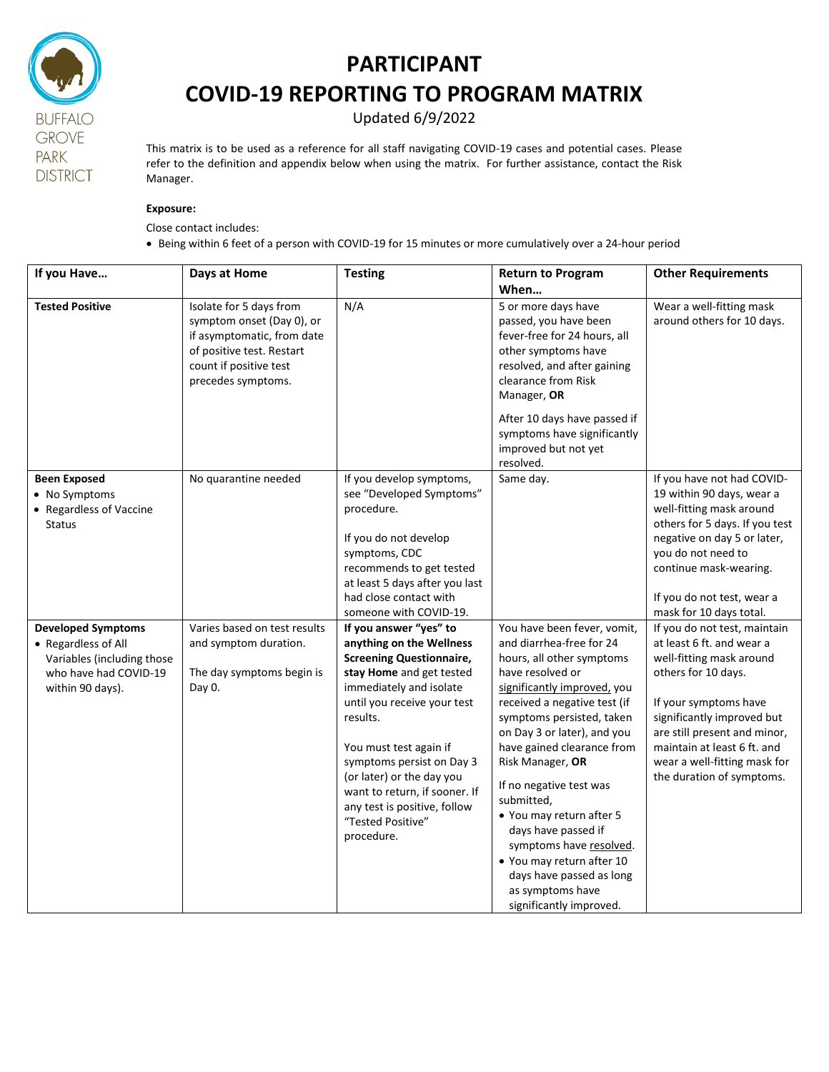BUFFALO GROVE PARK DISTRICT

# PARTICIPANT
# COVID-19 REPORTING TO PROGRAM MATRIX

Updated 6/9/2022

This matrix is to be used as a reference for all staff navigating COVID-19 cases and potential cases. Please refer to the definition and appendix below when using the matrix. For further assistance, contact the Risk Manager.

**Exposure:**

Close contact includes:

- Being within 6 feet of a person with COVID-19 for 15 minutes or more cumulatively over a 24-hour period

| If you Have… | Days at Home | Testing | Return to Program When… | Other Requirements |
|---|---|---|---|---|
| **Tested Positive** | Isolate for 5 days from symptom onset (Day 0), or if asymptomatic, from date of positive test. Restart count if positive test precedes symptoms. | N/A | 5 or more days have passed, you have been fever-free for 24 hours, all other symptoms have resolved, and after gaining clearance from Risk Manager, **OR**<br><br>After 10 days have passed if symptoms have significantly improved but not yet resolved. | Wear a well-fitting mask around others for 10 days. |
| **Been Exposed**<br>• No Symptoms<br>• Regardless of Vaccine Status | No quarantine needed | If you develop symptoms, see "Developed Symptoms" procedure.<br><br>If you do not develop symptoms, CDC recommends to get tested at least 5 days after you last had close contact with someone with COVID-19. | Same day. | If you have not had COVID-19 within 90 days, wear a well-fitting mask around others for 5 days. If you test negative on day 5 or later, you do not need to continue mask-wearing.<br><br>If you do not test, wear a mask for 10 days total. |
| **Developed Symptoms**<br>• Regardless of All Variables (including those who have had COVID-19 within 90 days). | Varies based on test results and symptom duration.<br><br>The day symptoms begin is Day 0. | **If you answer "yes" to anything on the Wellness Screening Questionnaire, stay Home** and get tested immediately and isolate until you receive your test results.<br><br>You must test again if symptoms persist on Day 3 (or later) or the day you want to return, if sooner. If any test is positive, follow "Tested Positive" procedure. | You have been fever, vomit, and diarrhea-free for 24 hours, all other symptoms have resolved or significantly improved, you received a negative test (if symptoms persisted, taken on Day 3 or later), and you have gained clearance from Risk Manager, **OR**<br><br>If no negative test was submitted,<br>• You may return after 5 days have passed if symptoms have resolved.<br>• You may return after 10 days have passed as long as symptoms have significantly improved. | If you do not test, maintain at least 6 ft. and wear a well-fitting mask around others for 10 days.<br><br>If your symptoms have significantly improved but are still present and minor, maintain at least 6 ft. and wear a well-fitting mask for the duration of symptoms. |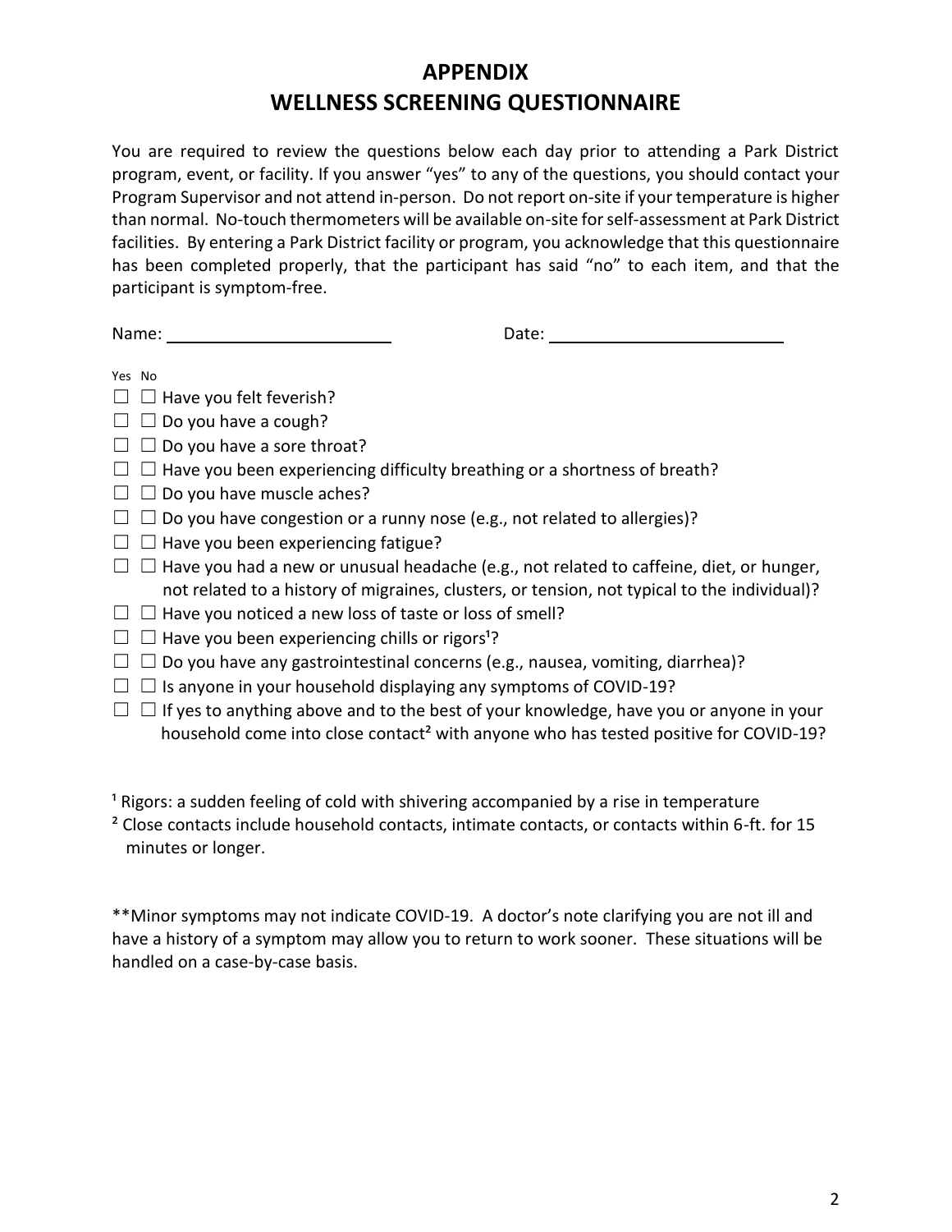# APPENDIX
# WELLNESS SCREENING QUESTIONNAIRE

You are required to review the questions below each day prior to attending a Park District program, event, or facility. If you answer "yes" to any of the questions, you should contact your Program Supervisor and not attend in-person. Do not report on-site if your temperature is higher than normal. No-touch thermometers will be available on-site for self-assessment at Park District facilities. By entering a Park District facility or program, you acknowledge that this questionnaire has been completed properly, that the participant has said "no" to each item, and that the participant is symptom-free.

Name: ______________________ Date: ______________________

Yes No

- ☐ ☐ Have you felt feverish?
- ☐ ☐ Do you have a cough?
- ☐ ☐ Do you have a sore throat?
- ☐ ☐ Have you been experiencing difficulty breathing or a shortness of breath?
- ☐ ☐ Do you have muscle aches?
- ☐ ☐ Do you have congestion or a runny nose (e.g., not related to allergies)?
- ☐ ☐ Have you been experiencing fatigue?
- ☐ ☐ Have you had a new or unusual headache (e.g., not related to caffeine, diet, or hunger, not related to a history of migraines, clusters, or tension, not typical to the individual)?
- ☐ ☐ Have you noticed a new loss of taste or loss of smell?
- ☐ ☐ Have you been experiencing chills or rigors[1]?
- ☐ ☐ Do you have any gastrointestinal concerns (e.g., nausea, vomiting, diarrhea)?
- ☐ ☐ Is anyone in your household displaying any symptoms of COVID-19?
- ☐ ☐ If yes to anything above and to the best of your knowledge, have you or anyone in your household come into close contact[2] with anyone who has tested positive for COVID-19?

[1] Rigors: a sudden feeling of cold with shivering accompanied by a rise in temperature

[2] Close contacts include household contacts, intimate contacts, or contacts within 6-ft. for 15 minutes or longer.

**Minor symptoms may not indicate COVID-19. A doctor's note clarifying you are not ill and have a history of a symptom may allow you to return to work sooner. These situations will be handled on a case-by-case basis.